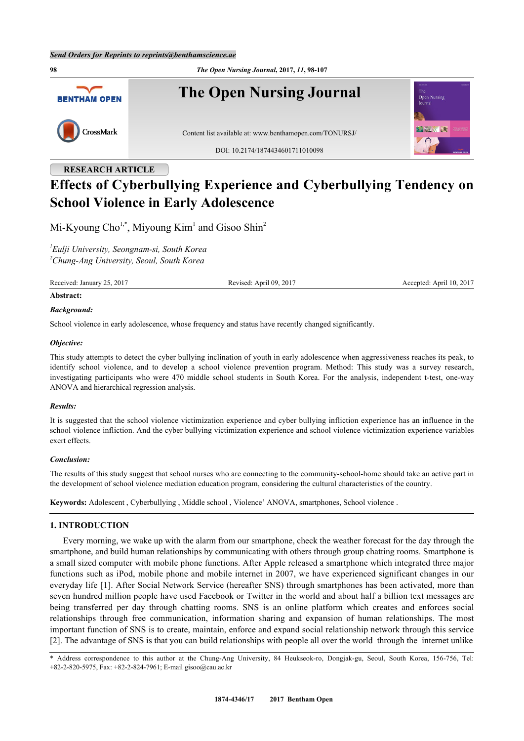Send Orders for Reprints to reprints@benthamscience.ae

Content list available at: www.benthamopen.com/TONURSJ/

DOI: 10.2174/1874434601711010098

RESEARCH ARTICLE

# Effects of Cyberbullying Experience and Cyberbullying Tendency on School Violence in Early Adolescence

Mi-Kyoung Cho[1,*], Miyoung Kim[1] and Gisoo Shin[2]

[1]*Eulji University, Seongnam-si, South Korea*
[2]*Chung-Ang University, Seoul, South Korea*

Received: January 25, 2017 | Revised: April 09, 2017 | Accepted: April 10, 2017

**Abstract:**

***Background:***

School violence in early adolescence, whose frequency and status have recently changed significantly.

***Objective:***

This study attempts to detect the cyber bullying inclination of youth in early adolescence when aggressiveness reaches its peak, to identify school violence, and to develop a school violence prevention program. Method: This study was a survey research, investigating participants who were 470 middle school students in South Korea. For the analysis, independent t-test, one-way ANOVA and hierarchical regression analysis.

***Results:***

It is suggested that the school violence victimization experience and cyber bullying infliction experience has an influence in the school violence infliction. And the cyber bullying victimization experience and school violence victimization experience variables exert effects.

***Conclusion:***

The results of this study suggest that school nurses who are connecting to the community-school-home should take an active part in the development of school violence mediation education program, considering the cultural characteristics of the country.

**Keywords:** Adolescent , Cyberbullying , Middle school , Violence' ANOVA, smartphones, School violence .

## 1. INTRODUCTION

Every morning, we wake up with the alarm from our smartphone, check the weather forecast for the day through the smartphone, and build human relationships by communicating with others through group chatting rooms. Smartphone is a small sized computer with mobile phone functions. After Apple released a smartphone which integrated three major functions such as iPod, mobile phone and mobile internet in 2007, we have experienced significant changes in our everyday life [1]. After Social Network Service (hereafter SNS) through smartphones has been activated, more than seven hundred million people have used Facebook or Twitter in the world and about half a billion text messages are being transferred per day through chatting rooms. SNS is an online platform which creates and enforces social relationships through free communication, information sharing and expansion of human relationships. The most important function of SNS is to create, maintain, enforce and expand social relationship network through this service [2]. The advantage of SNS is that you can build relationships with people all over the world through the internet unlike

\* Address correspondence to this author at the Chung-Ang University, 84 Heukseok-ro, Dongjak-gu, Seoul, South Korea, 156-756, Tel: +82-2-820-5975, Fax: +82-2-824-7961; E-mail gisoo@cau.ac.kr

1874-4346/17 2017 Bentham Open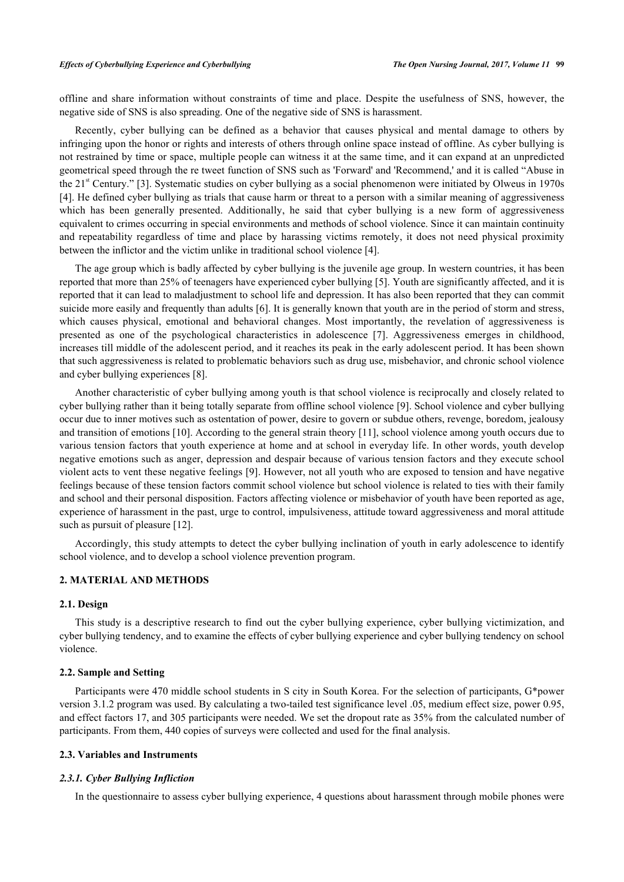offline and share information without constraints of time and place. Despite the usefulness of SNS, however, the negative side of SNS is also spreading. One of the negative side of SNS is harassment.

Recently, cyber bullying can be defined as a behavior that causes physical and mental damage to others by infringing upon the honor or rights and interests of others through online space instead of offline. As cyber bullying is not restrained by time or space, multiple people can witness it at the same time, and it can expand at an unpredicted geometrical speed through the re tweet function of SNS such as 'Forward' and 'Recommend,' and it is called "Abuse in the 21st Century." [3]. Systematic studies on cyber bullying as a social phenomenon were initiated by Olweus in 1970s [4]. He defined cyber bullying as trials that cause harm or threat to a person with a similar meaning of aggressiveness which has been generally presented. Additionally, he said that cyber bullying is a new form of aggressiveness equivalent to crimes occurring in special environments and methods of school violence. Since it can maintain continuity and repeatability regardless of time and place by harassing victims remotely, it does not need physical proximity between the inflictor and the victim unlike in traditional school violence [4].

The age group which is badly affected by cyber bullying is the juvenile age group. In western countries, it has been reported that more than 25% of teenagers have experienced cyber bullying [5]. Youth are significantly affected, and it is reported that it can lead to maladjustment to school life and depression. It has also been reported that they can commit suicide more easily and frequently than adults [6]. It is generally known that youth are in the period of storm and stress, which causes physical, emotional and behavioral changes. Most importantly, the revelation of aggressiveness is presented as one of the psychological characteristics in adolescence [7]. Aggressiveness emerges in childhood, increases till middle of the adolescent period, and it reaches its peak in the early adolescent period. It has been shown that such aggressiveness is related to problematic behaviors such as drug use, misbehavior, and chronic school violence and cyber bullying experiences [8].

Another characteristic of cyber bullying among youth is that school violence is reciprocally and closely related to cyber bullying rather than it being totally separate from offline school violence [9]. School violence and cyber bullying occur due to inner motives such as ostentation of power, desire to govern or subdue others, revenge, boredom, jealousy and transition of emotions [10]. According to the general strain theory [11], school violence among youth occurs due to various tension factors that youth experience at home and at school in everyday life. In other words, youth develop negative emotions such as anger, depression and despair because of various tension factors and they execute school violent acts to vent these negative feelings [9]. However, not all youth who are exposed to tension and have negative feelings because of these tension factors commit school violence but school violence is related to ties with their family and school and their personal disposition. Factors affecting violence or misbehavior of youth have been reported as age, experience of harassment in the past, urge to control, impulsiveness, attitude toward aggressiveness and moral attitude such as pursuit of pleasure [12].

Accordingly, this study attempts to detect the cyber bullying inclination of youth in early adolescence to identify school violence, and to develop a school violence prevention program.

## 2. MATERIAL AND METHODS

### 2.1. Design

This study is a descriptive research to find out the cyber bullying experience, cyber bullying victimization, and cyber bullying tendency, and to examine the effects of cyber bullying experience and cyber bullying tendency on school violence.

### 2.2. Sample and Setting

Participants were 470 middle school students in S city in South Korea. For the selection of participants, G*power version 3.1.2 program was used. By calculating a two-tailed test significance level .05, medium effect size, power 0.95, and effect factors 17, and 305 participants were needed. We set the dropout rate as 35% from the calculated number of participants. From them, 440 copies of surveys were collected and used for the final analysis.

### 2.3. Variables and Instruments

#### *2.3.1. Cyber Bullying Infliction*

In the questionnaire to assess cyber bullying experience, 4 questions about harassment through mobile phones were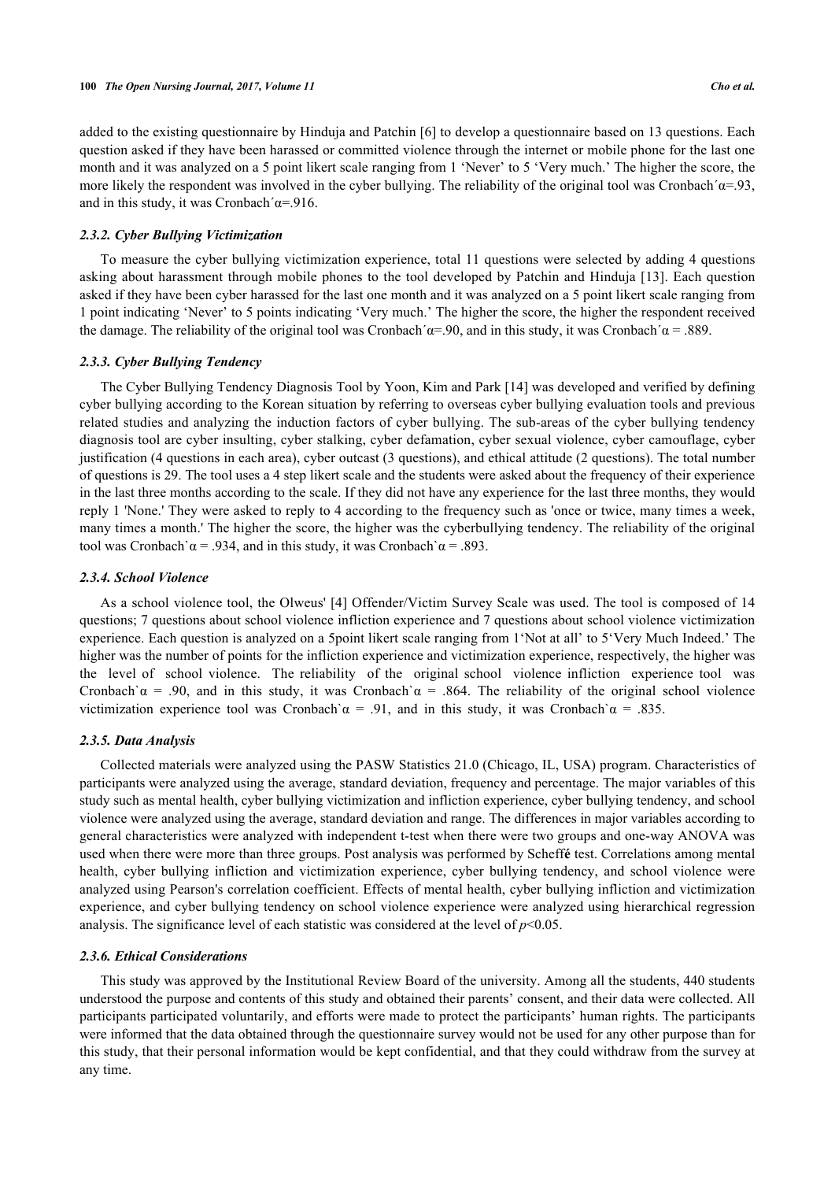added to the existing questionnaire by Hinduja and Patchin [6] to develop a questionnaire based on 13 questions. Each question asked if they have been harassed or committed violence through the internet or mobile phone for the last one month and it was analyzed on a 5 point likert scale ranging from 1 'Never' to 5 'Very much.' The higher the score, the more likely the respondent was involved in the cyber bullying. The reliability of the original tool was Cronbach´α=.93, and in this study, it was Cronbach´α=.916.

#### *2.3.2. Cyber Bullying Victimization*

To measure the cyber bullying victimization experience, total 11 questions were selected by adding 4 questions asking about harassment through mobile phones to the tool developed by Patchin and Hinduja [13]. Each question asked if they have been cyber harassed for the last one month and it was analyzed on a 5 point likert scale ranging from 1 point indicating 'Never' to 5 points indicating 'Very much.' The higher the score, the higher the respondent received the damage. The reliability of the original tool was Cronbach´α=.90, and in this study, it was Cronbach´α = .889.

#### *2.3.3. Cyber Bullying Tendency*

The Cyber Bullying Tendency Diagnosis Tool by Yoon, Kim and Park [14] was developed and verified by defining cyber bullying according to the Korean situation by referring to overseas cyber bullying evaluation tools and previous related studies and analyzing the induction factors of cyber bullying. The sub-areas of the cyber bullying tendency diagnosis tool are cyber insulting, cyber stalking, cyber defamation, cyber sexual violence, cyber camouflage, cyber justification (4 questions in each area), cyber outcast (3 questions), and ethical attitude (2 questions). The total number of questions is 29. The tool uses a 4 step likert scale and the students were asked about the frequency of their experience in the last three months according to the scale. If they did not have any experience for the last three months, they would reply 1 'None.' They were asked to reply to 4 according to the frequency such as 'once or twice, many times a week, many times a month.' The higher the score, the higher was the cyberbullying tendency. The reliability of the original tool was Cronbach`α = .934, and in this study, it was Cronbach`α = .893.

#### *2.3.4. School Violence*

As a school violence tool, the Olweus' [4] Offender/Victim Survey Scale was used. The tool is composed of 14 questions; 7 questions about school violence infliction experience and 7 questions about school violence victimization experience. Each question is analyzed on a 5point likert scale ranging from 1'Not at all' to 5'Very Much Indeed.' The higher was the number of points for the infliction experience and victimization experience, respectively, the higher was the level of school violence. The reliability of the original school violence infliction experience tool was Cronbach`α = .90, and in this study, it was Cronbach`α = .864. The reliability of the original school violence victimization experience tool was Cronbach`α = .91, and in this study, it was Cronbach`α = .835.

#### *2.3.5. Data Analysis*

Collected materials were analyzed using the PASW Statistics 21.0 (Chicago, IL, USA) program. Characteristics of participants were analyzed using the average, standard deviation, frequency and percentage. The major variables of this study such as mental health, cyber bullying victimization and infliction experience, cyber bullying tendency, and school violence were analyzed using the average, standard deviation and range. The differences in major variables according to general characteristics were analyzed with independent t-test when there were two groups and one-way ANOVA was used when there were more than three groups. Post analysis was performed by Scheffé test. Correlations among mental health, cyber bullying infliction and victimization experience, cyber bullying tendency, and school violence were analyzed using Pearson's correlation coefficient. Effects of mental health, cyber bullying infliction and victimization experience, and cyber bullying tendency on school violence experience were analyzed using hierarchical regression analysis. The significance level of each statistic was considered at the level of $p<0.05$.

#### *2.3.6. Ethical Considerations*

This study was approved by the Institutional Review Board of the university. Among all the students, 440 students understood the purpose and contents of this study and obtained their parents' consent, and their data were collected. All participants participated voluntarily, and efforts were made to protect the participants' human rights. The participants were informed that the data obtained through the questionnaire survey would not be used for any other purpose than for this study, that their personal information would be kept confidential, and that they could withdraw from the survey at any time.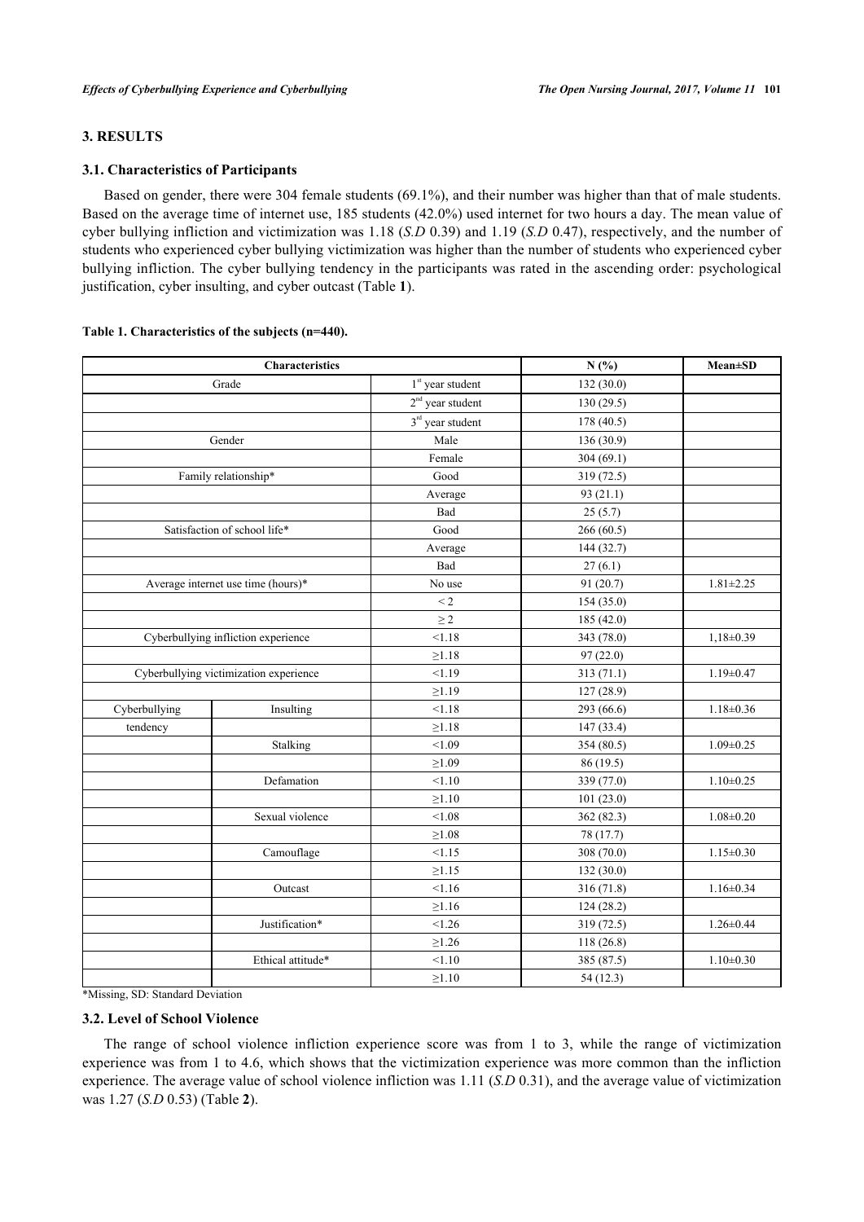## 3. RESULTS

### 3.1. Characteristics of Participants

Based on gender, there were 304 female students (69.1%), and their number was higher than that of male students. Based on the average time of internet use, 185 students (42.0%) used internet for two hours a day. The mean value of cyber bullying infliction and victimization was 1.18 (*S.D* 0.39) and 1.19 (*S.D* 0.47), respectively, and the number of students who experienced cyber bullying victimization was higher than the number of students who experienced cyber bullying infliction. The cyber bullying tendency in the participants was rated in the ascending order: psychological justification, cyber insulting, and cyber outcast (Table **1**).

**Table 1. Characteristics of the subjects (n=440).**

| Characteristics | | | N (%) | Mean±SD |
|---|---|---|---|---|
| Grade | | 1st year student | 132 (30.0) | |
| | | 2nd year student | 130 (29.5) | |
| | | 3rd year student | 178 (40.5) | |
| Gender | | Male | 136 (30.9) | |
| | | Female | 304 (69.1) | |
| Family relationship* | | Good | 319 (72.5) | |
| | | Average | 93 (21.1) | |
| | | Bad | 25 (5.7) | |
| Satisfaction of school life* | | Good | 266 (60.5) | |
| | | Average | 144 (32.7) | |
| | | Bad | 27 (6.1) | |
| Average internet use time (hours)* | | No use | 91 (20.7) | 1.81±2.25 |
| | | < 2 | 154 (35.0) | |
| | | ≥ 2 | 185 (42.0) | |
| Cyberbullying infliction experience | | <1.18 | 343 (78.0) | 1,18±0.39 |
| | | ≥1.18 | 97 (22.0) | |
| Cyberbullying victimization experience | | <1.19 | 313 (71.1) | 1.19±0.47 |
| | | ≥1.19 | 127 (28.9) | |
| Cyberbullying tendency | Insulting | <1.18 | 293 (66.6) | 1.18±0.36 |
| | | ≥1.18 | 147 (33.4) | |
| | Stalking | <1.09 | 354 (80.5) | 1.09±0.25 |
| | | ≥1.09 | 86 (19.5) | |
| | Defamation | <1.10 | 339 (77.0) | 1.10±0.25 |
| | | ≥1.10 | 101 (23.0) | |
| | Sexual violence | <1.08 | 362 (82.3) | 1.08±0.20 |
| | | ≥1.08 | 78 (17.7) | |
| | Camouflage | <1.15 | 308 (70.0) | 1.15±0.30 |
| | | ≥1.15 | 132 (30.0) | |
| | Outcast | <1.16 | 316 (71.8) | 1.16±0.34 |
| | | ≥1.16 | 124 (28.2) | |
| | Justification* | <1.26 | 319 (72.5) | 1.26±0.44 |
| | | ≥1.26 | 118 (26.8) | |
| | Ethical attitude* | <1.10 | 385 (87.5) | 1.10±0.30 |
| | | ≥1.10 | 54 (12.3) | |

*Missing, SD: Standard Deviation

### 3.2. Level of School Violence

The range of school violence infliction experience score was from 1 to 3, while the range of victimization experience was from 1 to 4.6, which shows that the victimization experience was more common than the infliction experience. The average value of school violence infliction was 1.11 (*S.D* 0.31), and the average value of victimization was 1.27 (*S.D* 0.53) (Table **2**).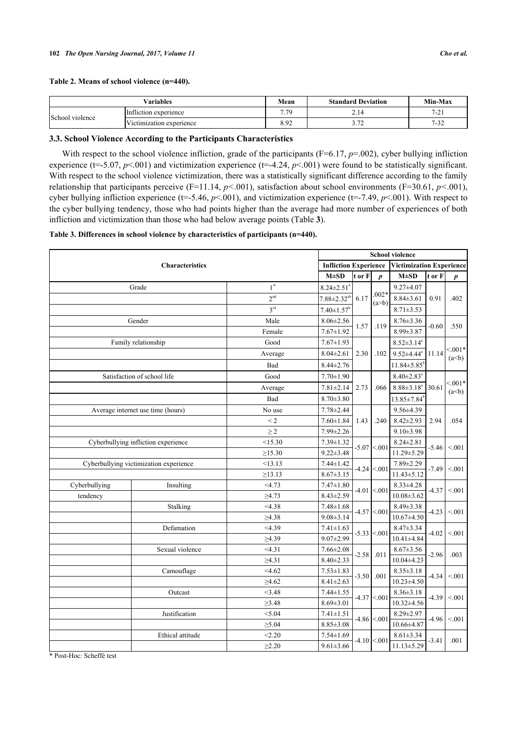**Table 2. Means of school violence (n=440).**

| Variables | | Mean | Standard Deviation | Min-Max |
|---|---|---|---|---|
| School violence | Infliction experience | 7.79 | 2.14 | 7-21 |
| | Victimization experience | 8.92 | 3.72 | 7-32 |

### 3.3. School Violence According to the Participants Characteristics

With respect to the school violence infliction, grade of the participants (F=6.17, $p$=.002), cyber bullying infliction experience (t=-5.07, $p$<.001) and victimization experience (t=-4.24, $p$<.001) were found to be statistically significant. With respect to the school violence victimization, there was a statistically significant difference according to the family relationship that participants perceive (F=11.14, $p$<.001), satisfaction about school environments (F=30.61, $p$<.001), cyber bullying infliction experience (t=-5.46, $p$<.001), and victimization experience (t=-7.49, $p$<.001). With respect to the cyber bullying tendency, those who had points higher than the average had more number of experiences of both infliction and victimization than those who had below average points (Table **3**).

**Table 3. Differences in school violence by characteristics of participants (n=440).**

| Characteristics | | | School violence | | | | | |
|---|---|---|---|---|---|---|---|---|
| | | | Infliction Experience | | | Victimization Experience | | |
| | | | M±SD | t or F | $p$ | M±SD | t or F | $p$ |
| Grade | | 1[st] | 8.24±2.51[a] | 6.17 | .002* (a>b) | 9.27±4.07 | 0.91 | .402 |
| | | 2[nd] | 7.88±2.32[ab] | | | 8.84±3.61 | | |
| | | 3[rd] | 7.40±1.57[b] | | | 8.71±3.53 | | |
| Gender | | Male | 8.06±2.56 | 1.57 | .119 | 8.76±3.36 | -0.60 | .550 |
| | | Female | 7.67±1.92 | | | 8.99±3.87 | | |
| Family relationship | | Good | 7.67±1.93 | 2.30 | .102 | 8.52±3.14[a] | 11.14 | <.001* (a<b) |
| | | Average | 8.04±2.61 | | | 9.52±4.44[a] | | |
| | | Bad | 8.44±2.76 | | | 11.84±5.85[b] | | |
| Satisfaction of school life | | Good | 7.70±1.90 | 2.73 | .066 | 8.40±2.83[a] | 30.61 | <.001* (a<b) |
| | | Average | 7.81±2.14 | | | 8.88±3.18[a] | | |
| | | Bad | 8.70±3.80 | | | 13.85±7.84[b] | | |
| Average internet use time (hours) | | No use | 7.78±2.44 | 1.43 | .240 | 9.56±4.39 | 2.94 | .054 |
| | | < 2 | 7.60±1.84 | | | 8.42±2.93 | | |
| | | ≥ 2 | 7.99±2.26 | | | 9.10±3.98 | | |
| Cyberbullying infliction experience | | <15.30 | 7.39±1.32 | -5.07 | <.001 | 8.24±2.81 | -5.46 | <.001 |
| | | ≥15.30 | 9.22±3.48 | | | 11.29±5.29 | | |
| Cyberbullying victimization experience | | <13.13 | 7.44±1.42 | -4.24 | <.001 | 7.89±2.29 | -7.49 | <.001 |
| | | ≥13.13 | 8.67±3.15 | | | 11.43±5.12 | | |
| Cyberbullying tendency | Insulting | <4.73 | 7.47±1.80 | -4.01 | <.001 | 8.33±4.28 | -4.37 | <.001 |
| | | ≥4.73 | 8.43±2.59 | | | 10.08±3.62 | | |
| | Stalking | <4.38 | 7.48±1.68 | -4.57 | <.001 | 8.49±3.38 | -4.23 | <.001 |
| | | ≥4.38 | 9.08±3.14 | | | 10.67±4.50 | | |
| | Defamation | <4.39 | 7.41±1.63 | -5.33 | <.001 | 8.47±3.34 | -4.02 | <.001 |
| | | ≥4.39 | 9.07±2.99 | | | 10.41±4.84 | | |
| | Sexual violence | <4.31 | 7.66±2.08 | -2.58 | .011 | 8.67±3.56 | -2.96 | .003 |
| | | ≥4.31 | 8.40±2.33 | | | 10.04±4.23 | | |
| | Camouflage | <4.62 | 7.53±1.83 | -3.50 | .001 | 8.35±3.18 | -4.34 | <.001 |
| | | ≥4.62 | 8.41±2.63 | | | 10.23±4.50 | | |
| | Outcast | <3.48 | 7.44±1.55 | -4.37 | <.001 | 8.36±3.18 | -4.39 | <.001 |
| | | ≥3.48 | 8.69±3.01 | | | 10.32±4.56 | | |
| | Justification | <5.04 | 7.41±1.51 | -4.86 | <.001 | 8.29±2.97 | -4.96 | <.001 |
| | | ≥5.04 | 8.85±3.08 | | | 10.66±4.87 | | |
| | Ethical attitude | <2.20 | 7.54±1.69 | -4.10 | <.001 | 8.61±3.34 | -3.41 | .001 |
| | | ≥2.20 | 9.61±3.66 | | | 11.13±5.29 | | |

\* Post-Hoc: Scheffé test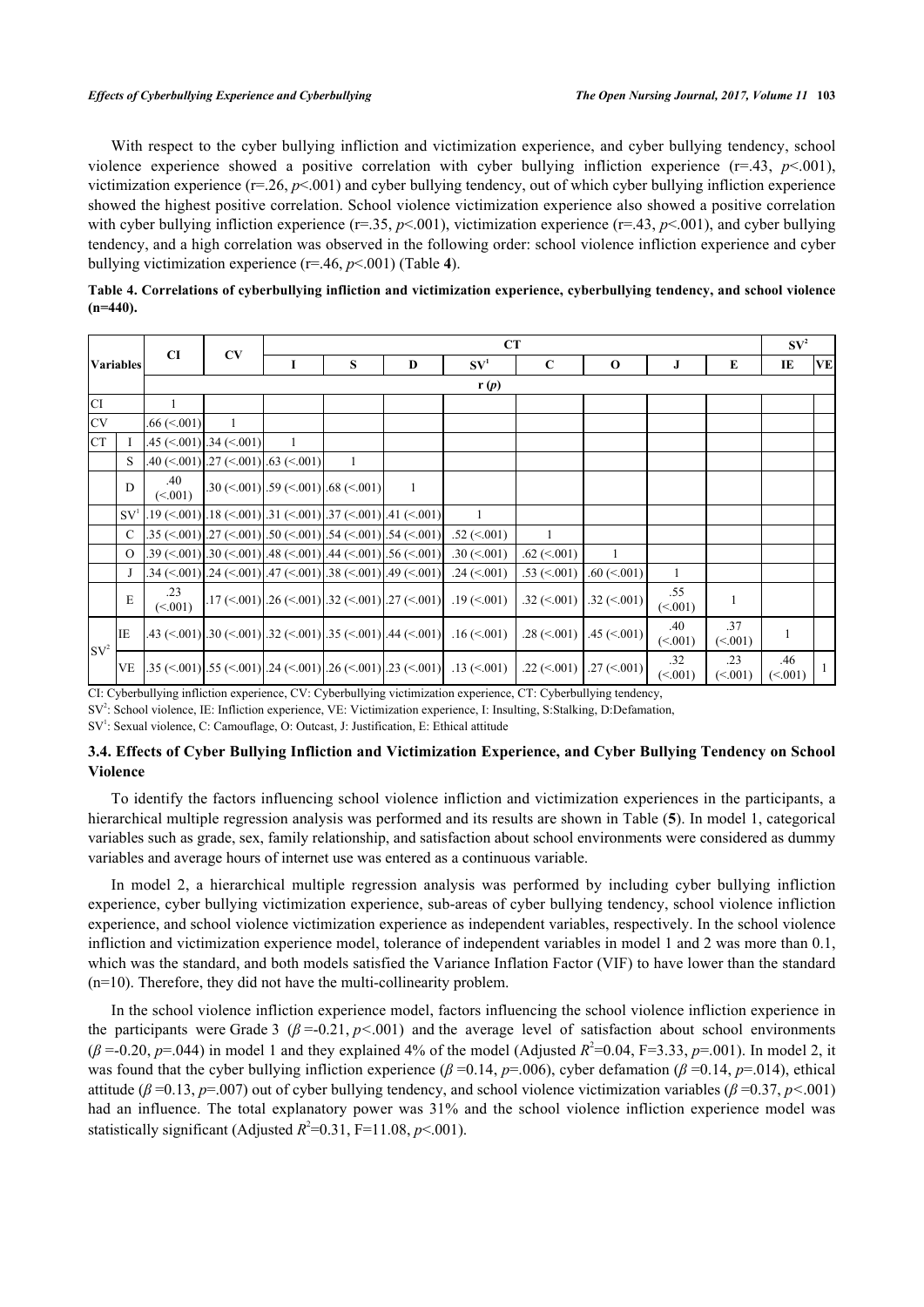With respect to the cyber bullying infliction and victimization experience, and cyber bullying tendency, school violence experience showed a positive correlation with cyber bullying infliction experience (r=.43, $p$<.001), victimization experience (r=.26, $p$<.001) and cyber bullying tendency, out of which cyber bullying infliction experience showed the highest positive correlation. School violence victimization experience also showed a positive correlation with cyber bullying infliction experience (r=.35, $p$<.001), victimization experience (r=.43, $p$<.001), and cyber bullying tendency, and a high correlation was observed in the following order: school violence infliction experience and cyber bullying victimization experience (r=.46, $p$<.001) (Table **4**).

**Table 4. Correlations of cyberbullying infliction and victimization experience, cyberbullying tendency, and school violence (n=440).**

| Variables | | CI | CV | CT | | | | | | | | $SV^2$ | |
|---|---|---|---|---|---|---|---|---|---|---|---|---|---|
| | | | | I | S | D | $SV^1$ | C | O | J | E | IE | VE |
| | | r ($p$) | | | | | | | | | | | |
| CI | | 1 | | | | | | | | | | | |
| CV | | .66 (<.001) | 1 | | | | | | | | | | |
| CT | I | .45 (<.001) | .34 (<.001) | 1 | | | | | | | | | |
| | S | .40 (<.001) | .27 (<.001) | .63 (<.001) | 1 | | | | | | | | |
| | D | .40 (<.001) | .30 (<.001) | .59 (<.001) | .68 (<.001) | 1 | | | | | | | |
| | $SV^1$ | .19 (<.001) | .18 (<.001) | .31 (<.001) | .37 (<.001) | .41 (<.001) | 1 | | | | | | |
| | C | .35 (<.001) | .27 (<.001) | .50 (<.001) | .54 (<.001) | .54 (<.001) | .52 (<.001) | 1 | | | | | |
| | O | .39 (<.001) | .30 (<.001) | .48 (<.001) | .44 (<.001) | .56 (<.001) | .30 (<.001) | .62 (<.001) | 1 | | | | |
| | J | .34 (<.001) | .24 (<.001) | .47 (<.001) | .38 (<.001) | .49 (<.001) | .24 (<.001) | .53 (<.001) | .60 (<.001) | 1 | | | |
| | E | .23 (<.001) | .17 (<.001) | .26 (<.001) | .32 (<.001) | .27 (<.001) | .19 (<.001) | .32 (<.001) | .32 (<.001) | .55 (<.001) | 1 | | |
| $SV^2$ | IE | .43 (<.001) | .30 (<.001) | .32 (<.001) | .35 (<.001) | .44 (<.001) | .16 (<.001) | .28 (<.001) | .45 (<.001) | .40 (<.001) | .37 (<.001) | 1 | |
| | VE | .35 (<.001) | .55 (<.001) | .24 (<.001) | .26 (<.001) | .23 (<.001) | .13 (<.001) | .22 (<.001) | .27 (<.001) | .32 (<.001) | .23 (<.001) | .46 (<.001) | 1 |

CI: Cyberbullying infliction experience, CV: Cyberbullying victimization experience, CT: Cyberbullying tendency,
$SV^2$: School violence, IE: Infliction experience, VE: Victimization experience, I: Insulting, S:Stalking, D:Defamation,
$SV^1$: Sexual violence, C: Camouflage, O: Outcast, J: Justification, E: Ethical attitude

### 3.4. Effects of Cyber Bullying Infliction and Victimization Experience, and Cyber Bullying Tendency on School Violence

To identify the factors influencing school violence infliction and victimization experiences in the participants, a hierarchical multiple regression analysis was performed and its results are shown in Table (**5**). In model 1, categorical variables such as grade, sex, family relationship, and satisfaction about school environments were considered as dummy variables and average hours of internet use was entered as a continuous variable.

In model 2, a hierarchical multiple regression analysis was performed by including cyber bullying infliction experience, cyber bullying victimization experience, sub-areas of cyber bullying tendency, school violence infliction experience, and school violence victimization experience as independent variables, respectively. In the school violence infliction and victimization experience model, tolerance of independent variables in model 1 and 2 was more than 0.1, which was the standard, and both models satisfied the Variance Inflation Factor (VIF) to have lower than the standard (n=10). Therefore, they did not have the multi-collinearity problem.

In the school violence infliction experience model, factors influencing the school violence infliction experience in the participants were Grade 3 ($\beta$ =-0.21, $p$<.001) and the average level of satisfaction about school environments ($\beta$ =-0.20, $p$=.044) in model 1 and they explained 4% of the model (Adjusted $R^2$=0.04, F=3.33, $p$=.001). In model 2, it was found that the cyber bullying infliction experience ($\beta$ =0.14, $p$=.006), cyber defamation ($\beta$ =0.14, $p$=.014), ethical attitude ($\beta$ =0.13, $p$=.007) out of cyber bullying tendency, and school violence victimization variables ($\beta$ =0.37, $p$<.001) had an influence. The total explanatory power was 31% and the school violence infliction experience model was statistically significant (Adjusted $R^2$=0.31, F=11.08, $p$<.001).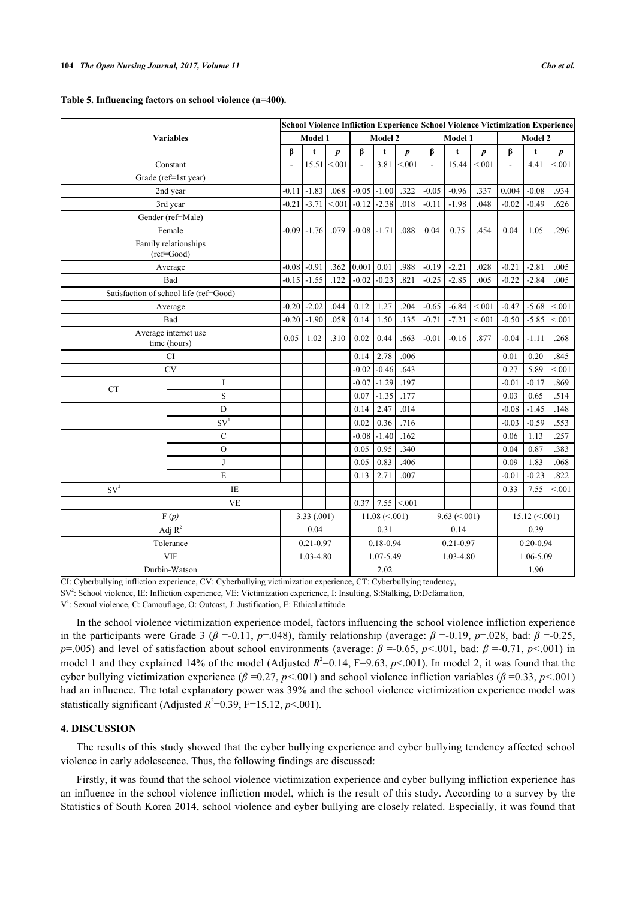**Table 5. Influencing factors on school violence (n=400).**

| Variables | | School Violence Infliction Experience | | | | | | School Violence Victimization Experience | | | | | |
|---|---|---|---|---|---|---|---|---|---|---|---|---|---|
| | | Model 1 | | | Model 2 | | | Model 1 | | | Model 2 | | |
| | | β | t | *p* | β | t | *p* | β | t | *p* | β | t | *p* |
| Constant | | - | 15.51 | <.001 | - | 3.81 | <.001 | - | 15.44 | <.001 | - | 4.41 | <.001 |
| Grade (ref=1st year) | | | | | | | | | | | | | |
| 2nd year | | -0.11 | -1.83 | .068 | -0.05 | -1.00 | .322 | -0.05 | -0.96 | .337 | 0.004 | -0.08 | .934 |
| 3rd year | | -0.21 | -3.71 | <.001 | -0.12 | -2.38 | .018 | -0.11 | -1.98 | .048 | -0.02 | -0.49 | .626 |
| Gender (ref=Male) | | | | | | | | | | | | | |
| Female | | -0.09 | -1.76 | .079 | -0.08 | -1.71 | .088 | 0.04 | 0.75 | .454 | 0.04 | 1.05 | .296 |
| Family relationships (ref=Good) | | | | | | | | | | | | | |
| Average | | -0.08 | -0.91 | .362 | 0.001 | 0.01 | .988 | -0.19 | -2.21 | .028 | -0.21 | -2.81 | .005 |
| Bad | | -0.15 | -1.55 | .122 | -0.02 | -0.23 | .821 | -0.25 | -2.85 | .005 | -0.22 | -2.84 | .005 |
| Satisfaction of school life (ref=Good) | | | | | | | | | | | | | |
| Average | | -0.20 | -2.02 | .044 | 0.12 | 1.27 | .204 | -0.65 | -6.84 | <.001 | -0.47 | -5.68 | <.001 |
| Bad | | -0.20 | -1.90 | .058 | 0.14 | 1.50 | .135 | -0.71 | -7.21 | <.001 | -0.50 | -5.85 | <.001 |
| Average internet use time (hours) | | 0.05 | 1.02 | .310 | 0.02 | 0.44 | .663 | -0.01 | -0.16 | .877 | -0.04 | -1.11 | .268 |
| CI | | | | | 0.14 | 2.78 | .006 | | | | 0.01 | 0.20 | .845 |
| CV | | | | | -0.02 | -0.46 | .643 | | | | 0.27 | 5.89 | <.001 |
| CT | I | | | | -0.07 | -1.29 | .197 | | | | -0.01 | -0.17 | .869 |
| | S | | | | 0.07 | -1.35 | .177 | | | | 0.03 | 0.65 | .514 |
| | D | | | | 0.14 | 2.47 | .014 | | | | -0.08 | -1.45 | .148 |
| | SV[1] | | | | 0.02 | 0.36 | .716 | | | | -0.03 | -0.59 | .553 |
| | C | | | | -0.08 | -1.40 | .162 | | | | 0.06 | 1.13 | .257 |
| | O | | | | 0.05 | 0.95 | .340 | | | | 0.04 | 0.87 | .383 |
| | J | | | | 0.05 | 0.83 | .406 | | | | 0.09 | 1.83 | .068 |
| | E | | | | 0.13 | 2.71 | .007 | | | | -0.01 | -0.23 | .822 |
| SV[2] | IE | | | | | | | | | | 0.33 | 7.55 | <.001 |
| | VE | | | | 0.37 | 7.55 | <.001 | | | | | | |
| F (*p*) | | 3.33 (.001) | | | 11.08 (<.001) | | | 9.63 (<.001) | | | 15.12 (<.001) | | |
| Adj $R^2$ | | 0.04 | | | 0.31 | | | 0.14 | | | 0.39 | | |
| Tolerance | | 0.21-0.97 | | | 0.18-0.94 | | | 0.21-0.97 | | | 0.20-0.94 | | |
| VIF | | 1.03-4.80 | | | 1.07-5.49 | | | 1.03-4.80 | | | 1.06-5.09 | | |
| Durbin-Watson | | | | | 2.02 | | | | | | 1.90 | | |

CI: Cyberbullying infliction experience, CV: Cyberbullying victimization experience, CT: Cyberbullying tendency,
SV[2]: School violence, IE: Infliction experience, VE: Victimization experience, I: Insulting, S:Stalking, D:Defamation,
V[1]: Sexual violence, C: Camouflage, O: Outcast, J: Justification, E: Ethical attitude

In the school violence victimization experience model, factors influencing the school violence infliction experience in the participants were Grade 3 (*β* =-0.11, *p*=.048), family relationship (average: *β* =-0.19, *p*=.028, bad: *β* =-0.25, *p*=.005) and level of satisfaction about school environments (average: *β* =-0.65, *p*<.001, bad: *β* =-0.71, *p*<.001) in model 1 and they explained 14% of the model (Adjusted $R^2$=0.14, F=9.63, *p*<.001). In model 2, it was found that the cyber bullying victimization experience (*β* =0.27, *p*<.001) and school violence infliction variables (*β* =0.33, *p*<.001) had an influence. The total explanatory power was 39% and the school violence victimization experience model was statistically significant (Adjusted $R^2$=0.39, F=15.12, *p*<.001).

## 4. DISCUSSION

The results of this study showed that the cyber bullying experience and cyber bullying tendency affected school violence in early adolescence. Thus, the following findings are discussed:

Firstly, it was found that the school violence victimization experience and cyber bullying infliction experience has an influence in the school violence infliction model, which is the result of this study. According to a survey by the Statistics of South Korea 2014, school violence and cyber bullying are closely related. Especially, it was found that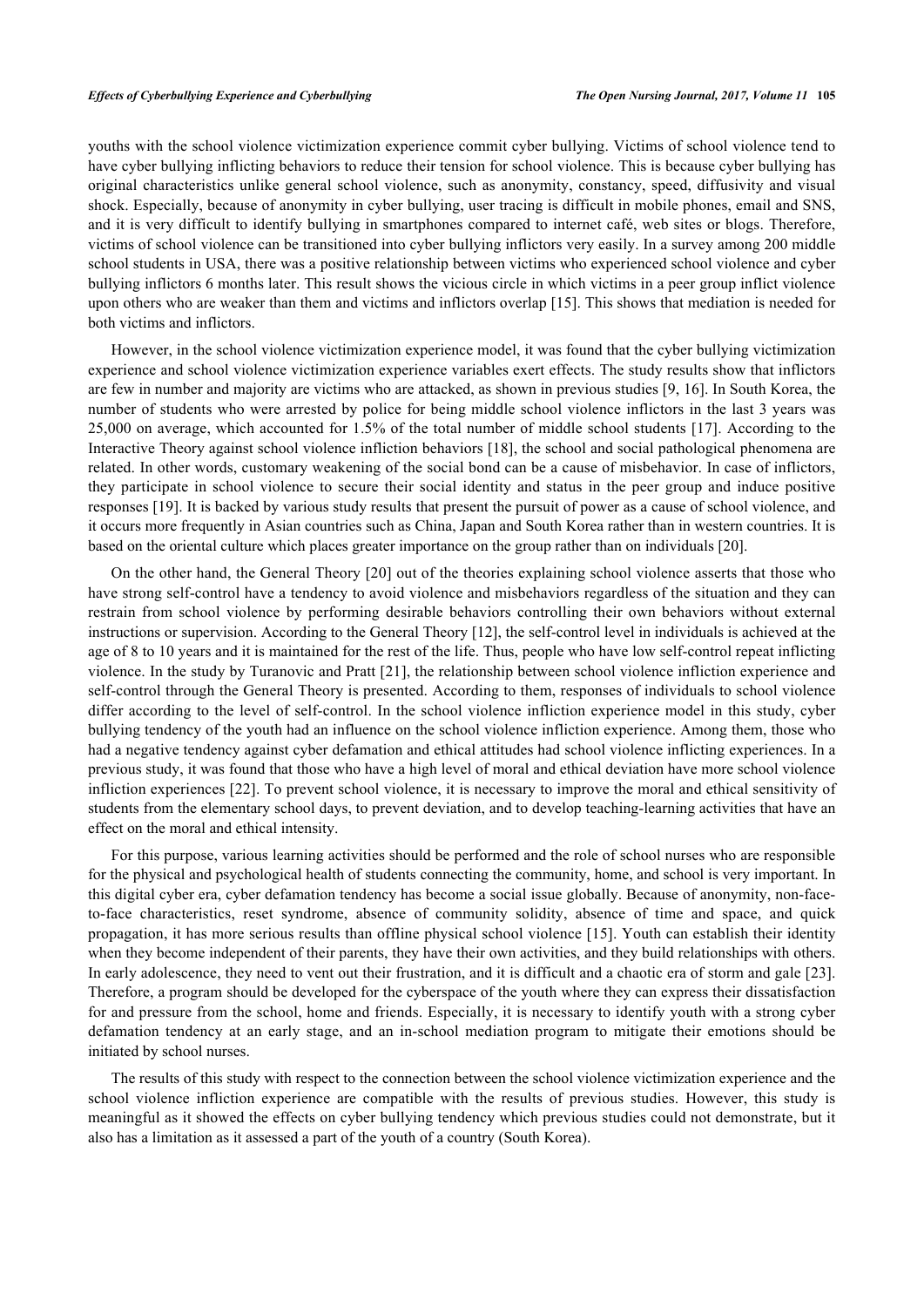youths with the school violence victimization experience commit cyber bullying. Victims of school violence tend to have cyber bullying inflicting behaviors to reduce their tension for school violence. This is because cyber bullying has original characteristics unlike general school violence, such as anonymity, constancy, speed, diffusivity and visual shock. Especially, because of anonymity in cyber bullying, user tracing is difficult in mobile phones, email and SNS, and it is very difficult to identify bullying in smartphones compared to internet café, web sites or blogs. Therefore, victims of school violence can be transitioned into cyber bullying inflictors very easily. In a survey among 200 middle school students in USA, there was a positive relationship between victims who experienced school violence and cyber bullying inflictors 6 months later. This result shows the vicious circle in which victims in a peer group inflict violence upon others who are weaker than them and victims and inflictors overlap [15]. This shows that mediation is needed for both victims and inflictors.

However, in the school violence victimization experience model, it was found that the cyber bullying victimization experience and school violence victimization experience variables exert effects. The study results show that inflictors are few in number and majority are victims who are attacked, as shown in previous studies [9, 16]. In South Korea, the number of students who were arrested by police for being middle school violence inflictors in the last 3 years was 25,000 on average, which accounted for 1.5% of the total number of middle school students [17]. According to the Interactive Theory against school violence infliction behaviors [18], the school and social pathological phenomena are related. In other words, customary weakening of the social bond can be a cause of misbehavior. In case of inflictors, they participate in school violence to secure their social identity and status in the peer group and induce positive responses [19]. It is backed by various study results that present the pursuit of power as a cause of school violence, and it occurs more frequently in Asian countries such as China, Japan and South Korea rather than in western countries. It is based on the oriental culture which places greater importance on the group rather than on individuals [20].

On the other hand, the General Theory [20] out of the theories explaining school violence asserts that those who have strong self-control have a tendency to avoid violence and misbehaviors regardless of the situation and they can restrain from school violence by performing desirable behaviors controlling their own behaviors without external instructions or supervision. According to the General Theory [12], the self-control level in individuals is achieved at the age of 8 to 10 years and it is maintained for the rest of the life. Thus, people who have low self-control repeat inflicting violence. In the study by Turanovic and Pratt [21], the relationship between school violence infliction experience and self-control through the General Theory is presented. According to them, responses of individuals to school violence differ according to the level of self-control. In the school violence infliction experience model in this study, cyber bullying tendency of the youth had an influence on the school violence infliction experience. Among them, those who had a negative tendency against cyber defamation and ethical attitudes had school violence inflicting experiences. In a previous study, it was found that those who have a high level of moral and ethical deviation have more school violence infliction experiences [22]. To prevent school violence, it is necessary to improve the moral and ethical sensitivity of students from the elementary school days, to prevent deviation, and to develop teaching-learning activities that have an effect on the moral and ethical intensity.

For this purpose, various learning activities should be performed and the role of school nurses who are responsible for the physical and psychological health of students connecting the community, home, and school is very important. In this digital cyber era, cyber defamation tendency has become a social issue globally. Because of anonymity, non-face-to-face characteristics, reset syndrome, absence of community solidity, absence of time and space, and quick propagation, it has more serious results than offline physical school violence [15]. Youth can establish their identity when they become independent of their parents, they have their own activities, and they build relationships with others. In early adolescence, they need to vent out their frustration, and it is difficult and a chaotic era of storm and gale [23]. Therefore, a program should be developed for the cyberspace of the youth where they can express their dissatisfaction for and pressure from the school, home and friends. Especially, it is necessary to identify youth with a strong cyber defamation tendency at an early stage, and an in-school mediation program to mitigate their emotions should be initiated by school nurses.

The results of this study with respect to the connection between the school violence victimization experience and the school violence infliction experience are compatible with the results of previous studies. However, this study is meaningful as it showed the effects on cyber bullying tendency which previous studies could not demonstrate, but it also has a limitation as it assessed a part of the youth of a country (South Korea).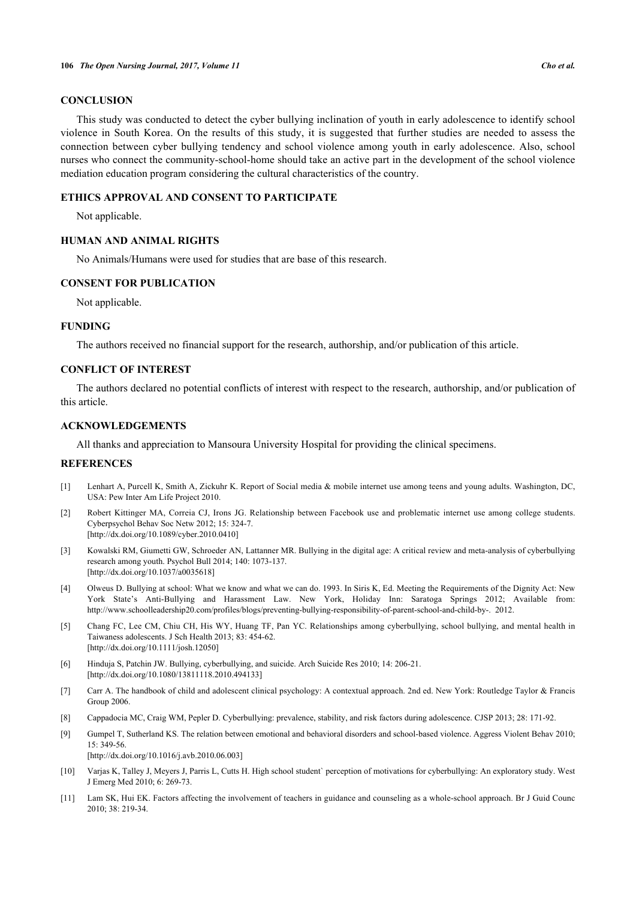## CONCLUSION

This study was conducted to detect the cyber bullying inclination of youth in early adolescence to identify school violence in South Korea. On the results of this study, it is suggested that further studies are needed to assess the connection between cyber bullying tendency and school violence among youth in early adolescence. Also, school nurses who connect the community-school-home should take an active part in the development of the school violence mediation education program considering the cultural characteristics of the country.

## ETHICS APPROVAL AND CONSENT TO PARTICIPATE

Not applicable.

## HUMAN AND ANIMAL RIGHTS

No Animals/Humans were used for studies that are base of this research.

## CONSENT FOR PUBLICATION

Not applicable.

## FUNDING

The authors received no financial support for the research, authorship, and/or publication of this article.

## CONFLICT OF INTEREST

The authors declared no potential conflicts of interest with respect to the research, authorship, and/or publication of this article.

## ACKNOWLEDGEMENTS

All thanks and appreciation to Mansoura University Hospital for providing the clinical specimens.

## REFERENCES

[1] Lenhart A, Purcell K, Smith A, Zickuhr K. Report of Social media & mobile internet use among teens and young adults. Washington, DC, USA: Pew Inter Am Life Project 2010.

[2] Robert Kittinger MA, Correia CJ, Irons JG. Relationship between Facebook use and problematic internet use among college students. Cyberpsychol Behav Soc Netw 2012; 15: 324-7.
[http://dx.doi.org/10.1089/cyber.2010.0410]

[3] Kowalski RM, Giumetti GW, Schroeder AN, Lattanner MR. Bullying in the digital age: A critical review and meta-analysis of cyberbullying research among youth. Psychol Bull 2014; 140: 1073-137.
[http://dx.doi.org/10.1037/a0035618]

[4] Olweus D. Bullying at school: What we know and what we can do. 1993. In Siris K, Ed. Meeting the Requirements of the Dignity Act: New York State's Anti-Bullying and Harassment Law. New York, Holiday Inn: Saratoga Springs 2012; Available from: http://www.schoolleadership20.com/profiles/blogs/preventing-bullying-responsibility-of-parent-school-and-child-by-. 2012.

[5] Chang FC, Lee CM, Chiu CH, His WY, Huang TF, Pan YC. Relationships among cyberbullying, school bullying, and mental health in Taiwaness adolescents. J Sch Health 2013; 83: 454-62.
[http://dx.doi.org/10.1111/josh.12050]

[6] Hinduja S, Patchin JW. Bullying, cyberbullying, and suicide. Arch Suicide Res 2010; 14: 206-21.
[http://dx.doi.org/10.1080/13811118.2010.494133]

[7] Carr A. The handbook of child and adolescent clinical psychology: A contextual approach. 2nd ed. New York: Routledge Taylor & Francis Group 2006.

[8] Cappadocia MC, Craig WM, Pepler D. Cyberbullying: prevalence, stability, and risk factors during adolescence. CJSP 2013; 28: 171-92.

[9] Gumpel T, Sutherland KS. The relation between emotional and behavioral disorders and school-based violence. Aggress Violent Behav 2010; 15: 349-56.
[http://dx.doi.org/10.1016/j.avb.2010.06.003]

[10] Varjas K, Talley J, Meyers J, Parris L, Cutts H. High school student` perception of motivations for cyberbullying: An exploratory study. West J Emerg Med 2010; 6: 269-73.

[11] Lam SK, Hui EK. Factors affecting the involvement of teachers in guidance and counseling as a whole-school approach. Br J Guid Counc 2010; 38: 219-34.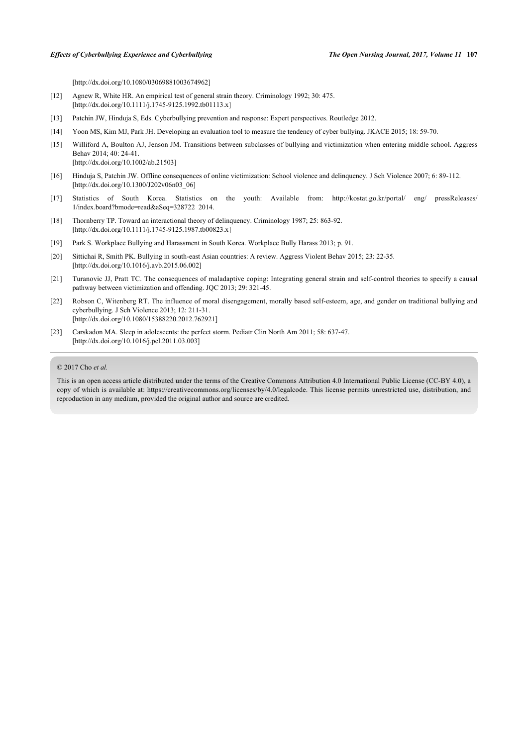[http://dx.doi.org/10.1080/03069881003674962]

[12] Agnew R, White HR. An empirical test of general strain theory. Criminology 1992; 30: 475. [http://dx.doi.org/10.1111/j.1745-9125.1992.tb01113.x]

[13] Patchin JW, Hinduja S, Eds. Cyberbullying prevention and response: Expert perspectives. Routledge 2012.

[14] Yoon MS, Kim MJ, Park JH. Developing an evaluation tool to measure the tendency of cyber bullying. JKACE 2015; 18: 59-70.

[15] Williford A, Boulton AJ, Jenson JM. Transitions between subclasses of bullying and victimization when entering middle school. Aggress Behav 2014; 40: 24-41. [http://dx.doi.org/10.1002/ab.21503]

[16] Hinduja S, Patchin JW. Offline consequences of online victimization: School violence and delinquency. J Sch Violence 2007; 6: 89-112. [http://dx.doi.org/10.1300/J202v06n03_06]

[17] Statistics of South Korea. Statistics on the youth: Available from: http://kostat.go.kr/portal/ eng/ pressReleases/ 1/index.board?bmode=read&aSeq=328722 2014.

[18] Thornberry TP. Toward an interactional theory of delinquency. Criminology 1987; 25: 863-92. [http://dx.doi.org/10.1111/j.1745-9125.1987.tb00823.x]

[19] Park S. Workplace Bullying and Harassment in South Korea. Workplace Bully Harass 2013; p. 91.

[20] Sittichai R, Smith PK. Bullying in south-east Asian countries: A review. Aggress Violent Behav 2015; 23: 22-35. [http://dx.doi.org/10.1016/j.avb.2015.06.002]

[21] Turanovic JJ, Pratt TC. The consequences of maladaptive coping: Integrating general strain and self-control theories to specify a causal pathway between victimization and offending. JQC 2013; 29: 321-45.

[22] Robson C, Witenberg RT. The influence of moral disengagement, morally based self-esteem, age, and gender on traditional bullying and cyberbullying. J Sch Violence 2013; 12: 211-31. [http://dx.doi.org/10.1080/15388220.2012.762921]

[23] Carskadon MA. Sleep in adolescents: the perfect storm. Pediatr Clin North Am 2011; 58: 637-47. [http://dx.doi.org/10.1016/j.pcl.2011.03.003]

© 2017 Cho *et al.*

This is an open access article distributed under the terms of the Creative Commons Attribution 4.0 International Public License (CC-BY 4.0), a copy of which is available at: https://creativecommons.org/licenses/by/4.0/legalcode. This license permits unrestricted use, distribution, and reproduction in any medium, provided the original author and source are credited.